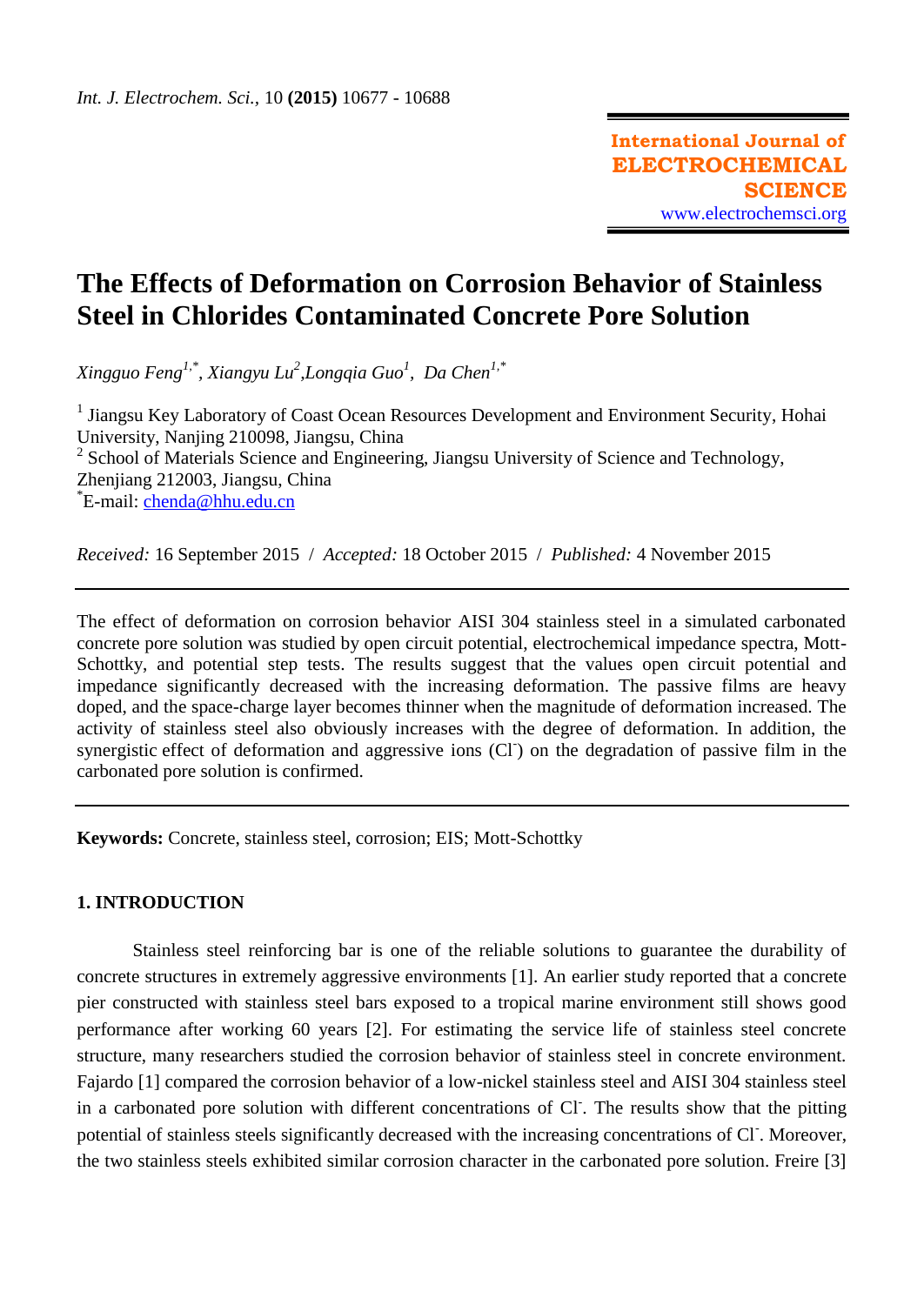# The Effects of Deformation on Corrosion Behavior of Stainless Steel in Chlorides Contaminated Concrete Pore Solution

*Xingguo Feng*[1,*], *Xiangyu Lu*[2], *Longqia Guo*[1], *Da Chen*[1,*]

[1] Jiangsu Key Laboratory of Coast Ocean Resources Development and Environment Security, Hohai University, Nanjing 210098, Jiangsu, China
[2] School of Materials Science and Engineering, Jiangsu University of Science and Technology, Zhenjiang 212003, Jiangsu, China
[*]E-mail: chenda@hhu.edu.cn

*Received:* 16 September 2015 / *Accepted:* 18 October 2015 / *Published:* 4 November 2015

The effect of deformation on corrosion behavior AISI 304 stainless steel in a simulated carbonated concrete pore solution was studied by open circuit potential, electrochemical impedance spectra, Mott-Schottky, and potential step tests. The results suggest that the values open circuit potential and impedance significantly decreased with the increasing deformation. The passive films are heavy doped, and the space-charge layer becomes thinner when the magnitude of deformation increased. The activity of stainless steel also obviously increases with the degree of deformation. In addition, the synergistic effect of deformation and aggressive ions ($Cl^-$) on the degradation of passive film in the carbonated pore solution is confirmed.

**Keywords:** Concrete, stainless steel, corrosion; EIS; Mott-Schottky

## 1. INTRODUCTION

Stainless steel reinforcing bar is one of the reliable solutions to guarantee the durability of concrete structures in extremely aggressive environments [1]. An earlier study reported that a concrete pier constructed with stainless steel bars exposed to a tropical marine environment still shows good performance after working 60 years [2]. For estimating the service life of stainless steel concrete structure, many researchers studied the corrosion behavior of stainless steel in concrete environment. Fajardo [1] compared the corrosion behavior of a low-nickel stainless steel and AISI 304 stainless steel in a carbonated pore solution with different concentrations of $Cl^-$. The results show that the pitting potential of stainless steels significantly decreased with the increasing concentrations of $Cl^-$. Moreover, the two stainless steels exhibited similar corrosion character in the carbonated pore solution. Freire [3]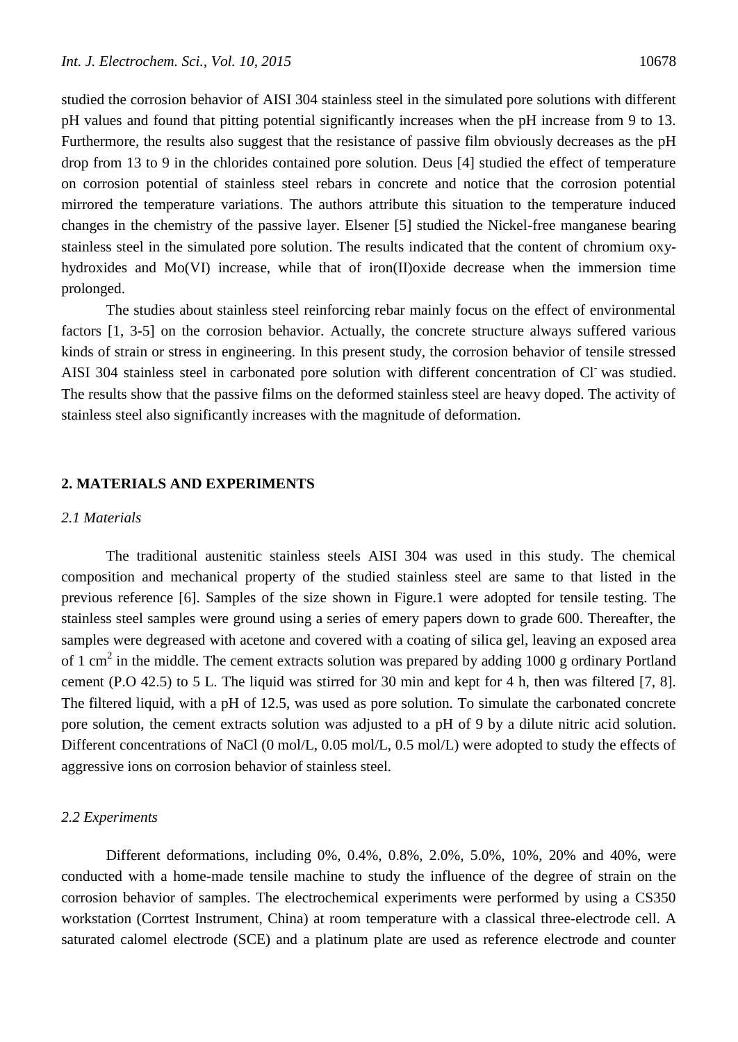studied the corrosion behavior of AISI 304 stainless steel in the simulated pore solutions with different pH values and found that pitting potential significantly increases when the pH increase from 9 to 13. Furthermore, the results also suggest that the resistance of passive film obviously decreases as the pH drop from 13 to 9 in the chlorides contained pore solution. Deus [4] studied the effect of temperature on corrosion potential of stainless steel rebars in concrete and notice that the corrosion potential mirrored the temperature variations. The authors attribute this situation to the temperature induced changes in the chemistry of the passive layer. Elsener [5] studied the Nickel-free manganese bearing stainless steel in the simulated pore solution. The results indicated that the content of chromium oxy-hydroxides and Mo(VI) increase, while that of iron(II)oxide decrease when the immersion time prolonged.

The studies about stainless steel reinforcing rebar mainly focus on the effect of environmental factors [1, 3-5] on the corrosion behavior. Actually, the concrete structure always suffered various kinds of strain or stress in engineering. In this present study, the corrosion behavior of tensile stressed AISI 304 stainless steel in carbonated pore solution with different concentration of $Cl^-$ was studied. The results show that the passive films on the deformed stainless steel are heavy doped. The activity of stainless steel also significantly increases with the magnitude of deformation.

## 2. MATERIALS AND EXPERIMENTS

### *2.1 Materials*

The traditional austenitic stainless steels AISI 304 was used in this study. The chemical composition and mechanical property of the studied stainless steel are same to that listed in the previous reference [6]. Samples of the size shown in Figure.1 were adopted for tensile testing. The stainless steel samples were ground using a series of emery papers down to grade 600. Thereafter, the samples were degreased with acetone and covered with a coating of silica gel, leaving an exposed area of 1 $cm^2$ in the middle. The cement extracts solution was prepared by adding 1000 g ordinary Portland cement (P.O 42.5) to 5 L. The liquid was stirred for 30 min and kept for 4 h, then was filtered [7, 8]. The filtered liquid, with a pH of 12.5, was used as pore solution. To simulate the carbonated concrete pore solution, the cement extracts solution was adjusted to a pH of 9 by a dilute nitric acid solution. Different concentrations of NaCl (0 mol/L, 0.05 mol/L, 0.5 mol/L) were adopted to study the effects of aggressive ions on corrosion behavior of stainless steel.

### *2.2 Experiments*

Different deformations, including 0%, 0.4%, 0.8%, 2.0%, 5.0%, 10%, 20% and 40%, were conducted with a home-made tensile machine to study the influence of the degree of strain on the corrosion behavior of samples. The electrochemical experiments were performed by using a CS350 workstation (Corrtest Instrument, China) at room temperature with a classical three-electrode cell. A saturated calomel electrode (SCE) and a platinum plate are used as reference electrode and counter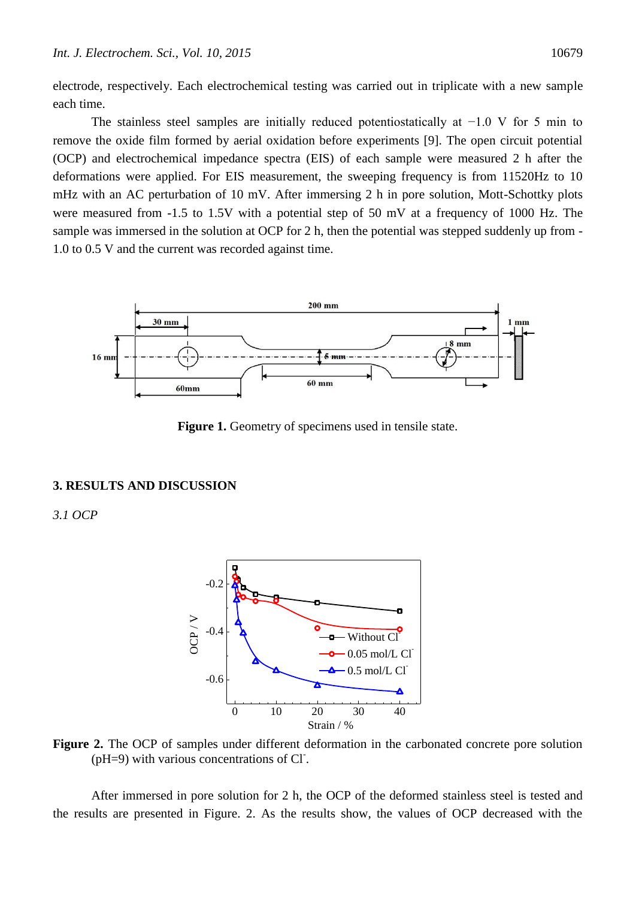electrode, respectively. Each electrochemical testing was carried out in triplicate with a new sample each time.

The stainless steel samples are initially reduced potentiostatically at −1.0 V for 5 min to remove the oxide film formed by aerial oxidation before experiments [9]. The open circuit potential (OCP) and electrochemical impedance spectra (EIS) of each sample were measured 2 h after the deformations were applied. For EIS measurement, the sweeping frequency is from 11520Hz to 10 mHz with an AC perturbation of 10 mV. After immersing 2 h in pore solution, Mott-Schottky plots were measured from -1.5 to 1.5V with a potential step of 50 mV at a frequency of 1000 Hz. The sample was immersed in the solution at OCP for 2 h, then the potential was stepped suddenly up from -1.0 to 0.5 V and the current was recorded against time.

**Figure 1.** Geometry of specimens used in tensile state.

## 3. RESULTS AND DISCUSSION

### *3.1 OCP*

**Figure 2.** The OCP of samples under different deformation in the carbonated concrete pore solution (pH=9) with various concentrations of $Cl^-$.

After immersed in pore solution for 2 h, the OCP of the deformed stainless steel is tested and the results are presented in Figure. 2. As the results show, the values of OCP decreased with the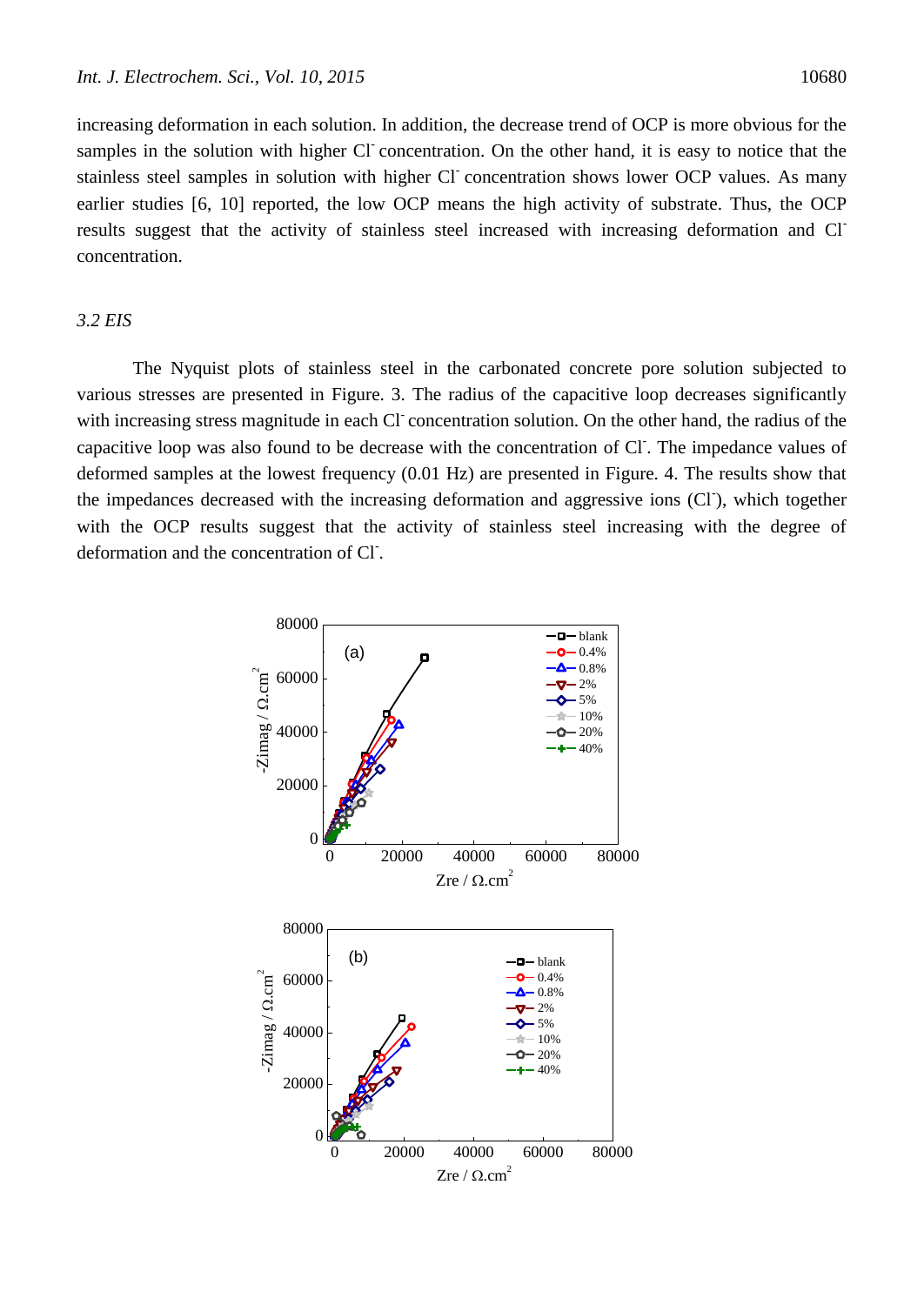increasing deformation in each solution. In addition, the decrease trend of OCP is more obvious for the samples in the solution with higher $Cl^-$ concentration. On the other hand, it is easy to notice that the stainless steel samples in solution with higher $Cl^-$ concentration shows lower OCP values. As many earlier studies [6, 10] reported, the low OCP means the high activity of substrate. Thus, the OCP results suggest that the activity of stainless steel increased with increasing deformation and $Cl^-$ concentration.

### *3.2 EIS*

The Nyquist plots of stainless steel in the carbonated concrete pore solution subjected to various stresses are presented in Figure. 3. The radius of the capacitive loop decreases significantly with increasing stress magnitude in each $Cl^-$ concentration solution. On the other hand, the radius of the capacitive loop was also found to be decrease with the concentration of $Cl^-$. The impedance values of deformed samples at the lowest frequency (0.01 Hz) are presented in Figure. 4. The results show that the impedances decreased with the increasing deformation and aggressive ions ($Cl^-$), which together with the OCP results suggest that the activity of stainless steel increasing with the degree of deformation and the concentration of $Cl^-$.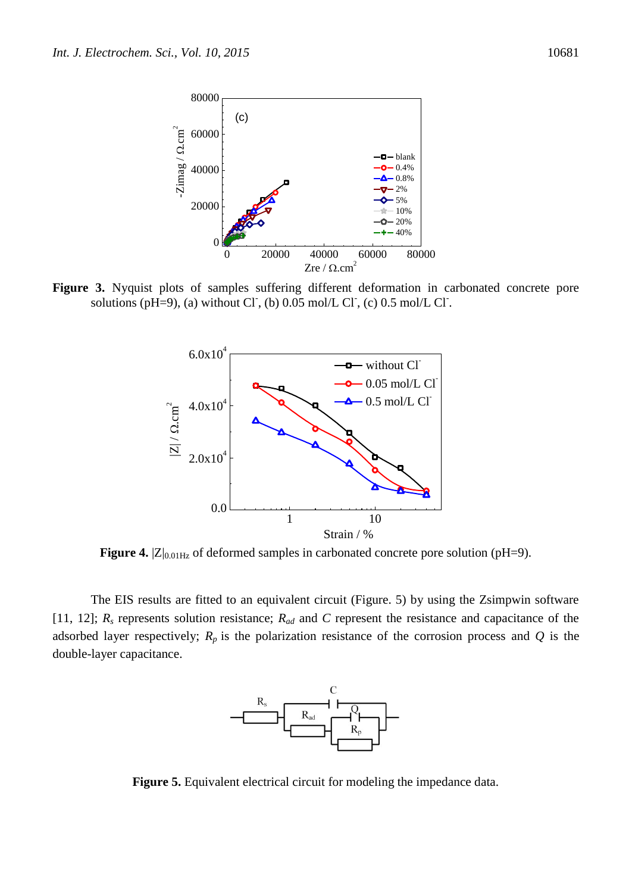**Figure 3.** Nyquist plots of samples suffering different deformation in carbonated concrete pore solutions (pH=9), (a) without $Cl^-$, (b) 0.05 mol/L $Cl^-$, (c) 0.5 mol/L $Cl^-$.

**Figure 4.** $|Z|_{0.01Hz}$ of deformed samples in carbonated concrete pore solution (pH=9).

The EIS results are fitted to an equivalent circuit (Figure. 5) by using the Zsimpwin software [11, 12]; $R_s$ represents solution resistance; $R_{ad}$ and $C$ represent the resistance and capacitance of the adsorbed layer respectively; $R_p$ is the polarization resistance of the corrosion process and $Q$ is the double-layer capacitance.

**Figure 5.** Equivalent electrical circuit for modeling the impedance data.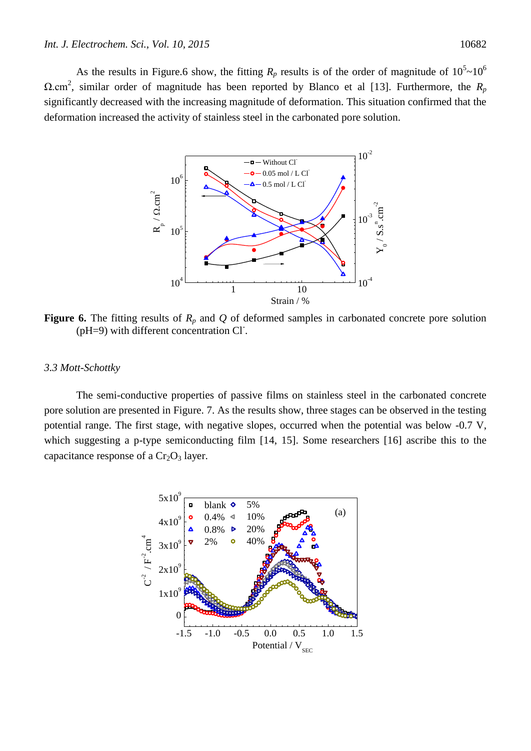As the results in Figure.6 show, the fitting $R_p$ results is of the order of magnitude of $10^5$~$10^6$ $\Omega$.cm$^2$, similar order of magnitude has been reported by Blanco et al [13]. Furthermore, the $R_p$ significantly decreased with the increasing magnitude of deformation. This situation confirmed that the deformation increased the activity of stainless steel in the carbonated pore solution.

**Figure 6.** The fitting results of $R_p$ and $Q$ of deformed samples in carbonated concrete pore solution (pH=9) with different concentration $Cl^-$.

*3.3 Mott-Schottky*

The semi-conductive properties of passive films on stainless steel in the carbonated concrete pore solution are presented in Figure. 7. As the results show, three stages can be observed in the testing potential range. The first stage, with negative slopes, occurred when the potential was below -0.7 V, which suggesting a p-type semiconducting film [14, 15]. Some researchers [16] ascribe this to the capacitance response of a $Cr_2O_3$ layer.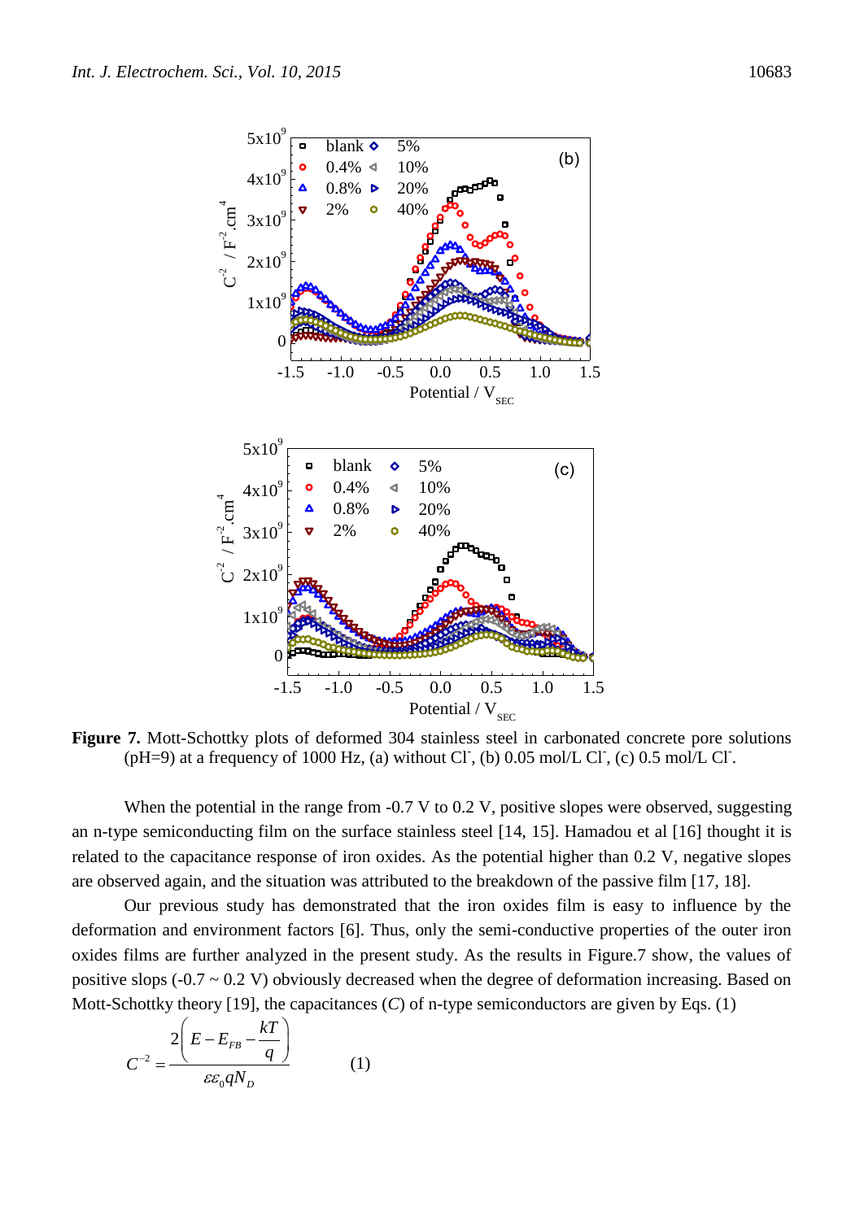**Figure 7.** Mott-Schottky plots of deformed 304 stainless steel in carbonated concrete pore solutions (pH=9) at a frequency of 1000 Hz, (a) without $Cl^-$, (b) 0.05 mol/L $Cl^-$, (c) 0.5 mol/L $Cl^-$.

When the potential in the range from -0.7 V to 0.2 V, positive slopes were observed, suggesting an n-type semiconducting film on the surface stainless steel [14, 15]. Hamadou et al [16] thought it is related to the capacitance response of iron oxides. As the potential higher than 0.2 V, negative slopes are observed again, and the situation was attributed to the breakdown of the passive film [17, 18].

Our previous study has demonstrated that the iron oxides film is easy to influence by the deformation and environment factors [6]. Thus, only the semi-conductive properties of the outer iron oxides films are further analyzed in the present study. As the results in Figure.7 show, the values of positive slops (-0.7 ~ 0.2 V) obviously decreased when the degree of deformation increasing. Based on Mott-Schottky theory [19], the capacitances ($C$) of n-type semiconductors are given by Eqs. (1)

$$C^{-2} = \frac{2\left(E - E_{FB} - \frac{kT}{q}\right)}{\varepsilon\varepsilon_0 q N_D} \qquad (1)$$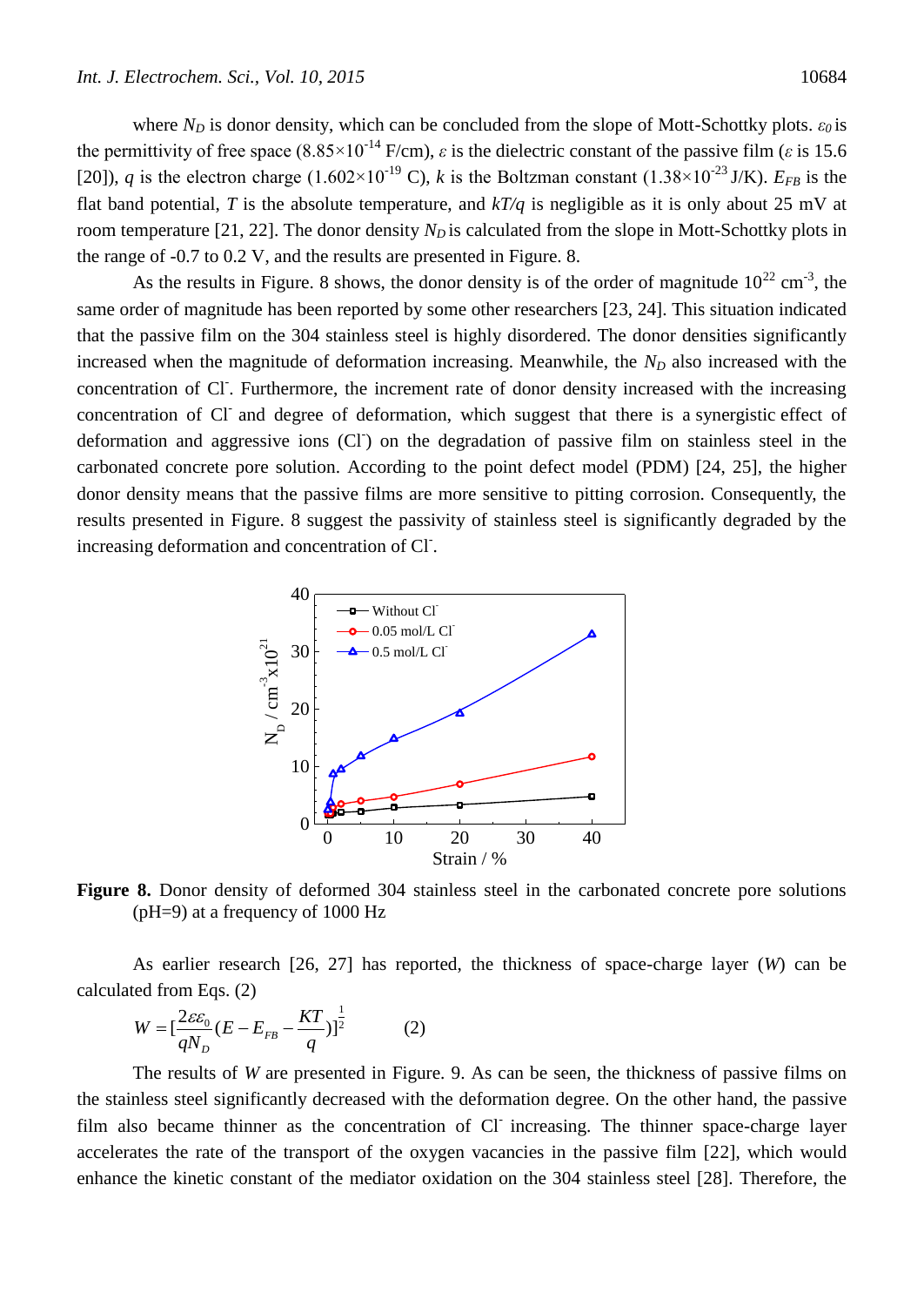where $N_D$ is donor density, which can be concluded from the slope of Mott-Schottky plots. $\varepsilon_0$ is the permittivity of free space ($8.85\times10^{-14}$ F/cm), $\varepsilon$ is the dielectric constant of the passive film ($\varepsilon$ is 15.6 [20]), $q$ is the electron charge ($1.602\times10^{-19}$ C), $k$ is the Boltzman constant ($1.38\times10^{-23}$ J/K). $E_{FB}$ is the flat band potential, $T$ is the absolute temperature, and $kT/q$ is negligible as it is only about 25 mV at room temperature [21, 22]. The donor density $N_D$ is calculated from the slope in Mott-Schottky plots in the range of -0.7 to 0.2 V, and the results are presented in Figure. 8.

As the results in Figure. 8 shows, the donor density is of the order of magnitude $10^{22}$ cm$^{-3}$, the same order of magnitude has been reported by some other researchers [23, 24]. This situation indicated that the passive film on the 304 stainless steel is highly disordered. The donor densities significantly increased when the magnitude of deformation increasing. Meanwhile, the $N_D$ also increased with the concentration of $Cl^-$. Furthermore, the increment rate of donor density increased with the increasing concentration of $Cl^-$ and degree of deformation, which suggest that there is a synergistic effect of deformation and aggressive ions ($Cl^-$) on the degradation of passive film on stainless steel in the carbonated concrete pore solution. According to the point defect model (PDM) [24, 25], the higher donor density means that the passive films are more sensitive to pitting corrosion. Consequently, the results presented in Figure. 8 suggest the passivity of stainless steel is significantly degraded by the increasing deformation and concentration of $Cl^-$.

**Figure 8.** Donor density of deformed 304 stainless steel in the carbonated concrete pore solutions (pH=9) at a frequency of 1000 Hz

As earlier research [26, 27] has reported, the thickness of space-charge layer ($W$) can be calculated from Eqs. (2)

$$W = \left[\frac{2\varepsilon\varepsilon_0}{qN_D}\left(E - E_{FB} - \frac{KT}{q}\right)\right]^{\frac{1}{2}} \qquad (2)$$

The results of $W$ are presented in Figure. 9. As can be seen, the thickness of passive films on the stainless steel significantly decreased with the deformation degree. On the other hand, the passive film also became thinner as the concentration of $Cl^-$ increasing. The thinner space-charge layer accelerates the rate of the transport of the oxygen vacancies in the passive film [22], which would enhance the kinetic constant of the mediator oxidation on the 304 stainless steel [28]. Therefore, the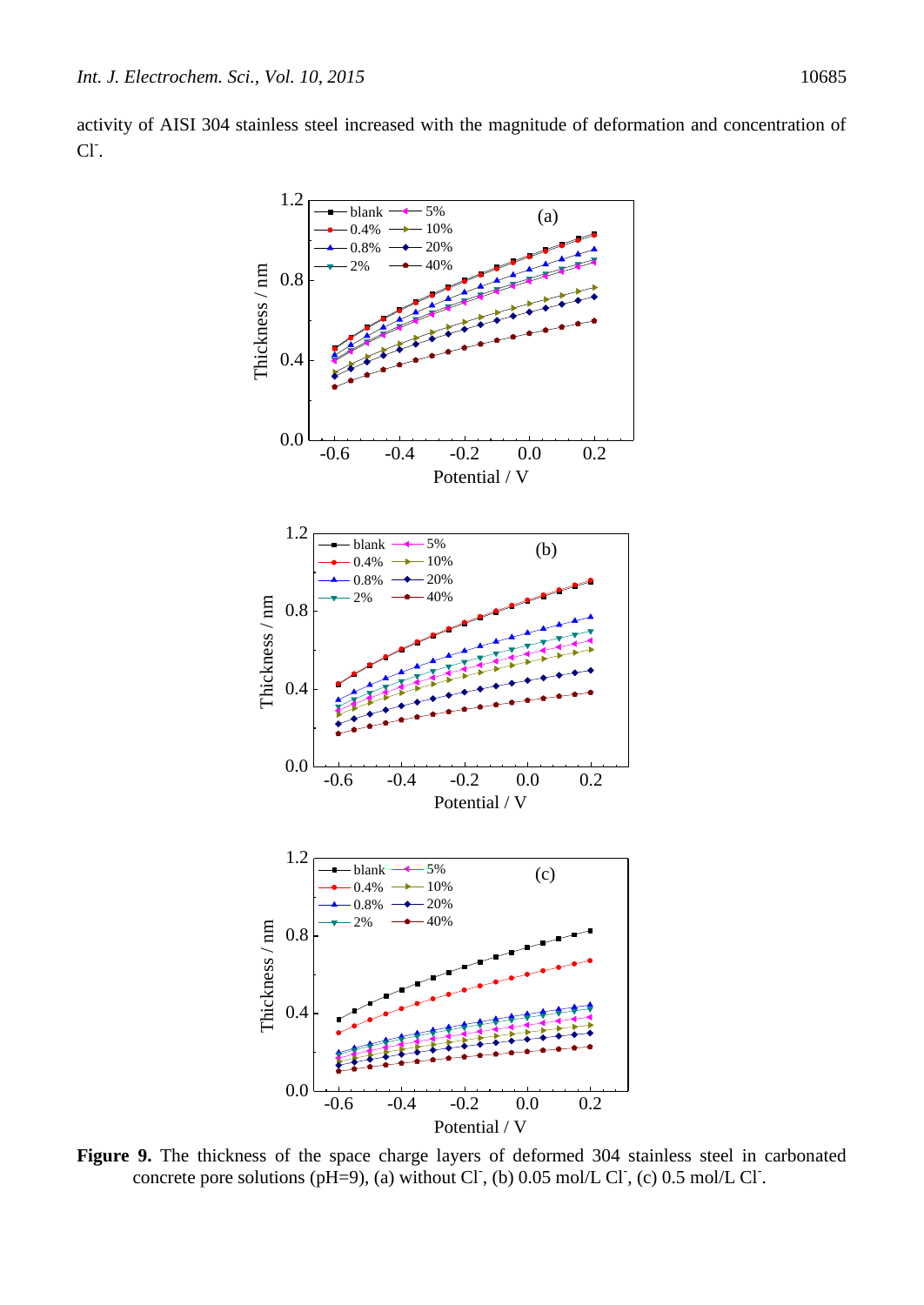activity of AISI 304 stainless steel increased with the magnitude of deformation and concentration of $Cl^-$.

**Figure 9.** The thickness of the space charge layers of deformed 304 stainless steel in carbonated concrete pore solutions (pH=9), (a) without $Cl^-$, (b) 0.05 mol/L $Cl^-$, (c) 0.5 mol/L $Cl^-$.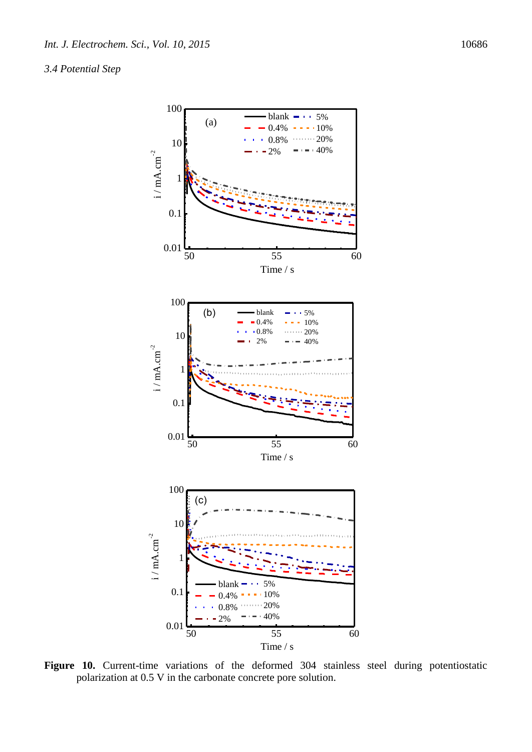### 3.4 Potential Step

**Figure 10.** Current-time variations of the deformed 304 stainless steel during potentiostatic polarization at 0.5 V in the carbonate concrete pore solution.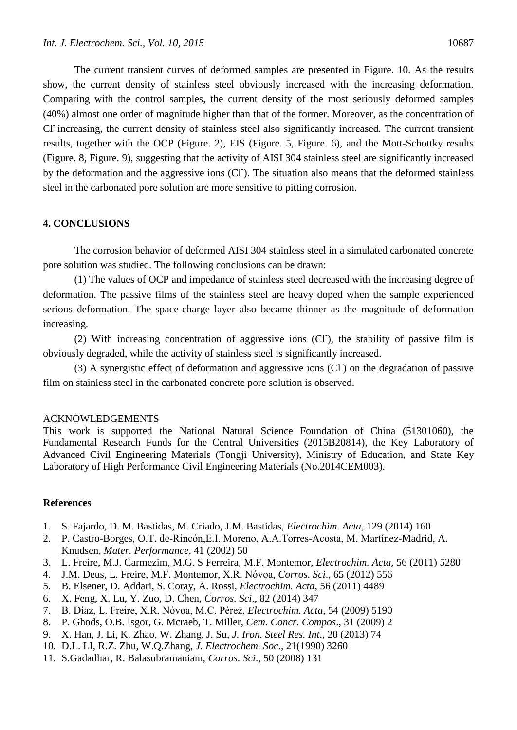The current transient curves of deformed samples are presented in Figure. 10. As the results show, the current density of stainless steel obviously increased with the increasing deformation. Comparing with the control samples, the current density of the most seriously deformed samples (40%) almost one order of magnitude higher than that of the former. Moreover, as the concentration of $Cl^-$ increasing, the current density of stainless steel also significantly increased. The current transient results, together with the OCP (Figure. 2), EIS (Figure. 5, Figure. 6), and the Mott-Schottky results (Figure. 8, Figure. 9), suggesting that the activity of AISI 304 stainless steel are significantly increased by the deformation and the aggressive ions ($Cl^-$). The situation also means that the deformed stainless steel in the carbonated pore solution are more sensitive to pitting corrosion.

## 4. CONCLUSIONS

The corrosion behavior of deformed AISI 304 stainless steel in a simulated carbonated concrete pore solution was studied. The following conclusions can be drawn:

(1) The values of OCP and impedance of stainless steel decreased with the increasing degree of deformation. The passive films of the stainless steel are heavy doped when the sample experienced serious deformation. The space-charge layer also became thinner as the magnitude of deformation increasing.

(2) With increasing concentration of aggressive ions ($Cl^-$), the stability of passive film is obviously degraded, while the activity of stainless steel is significantly increased.

(3) A synergistic effect of deformation and aggressive ions ($Cl^-$) on the degradation of passive film on stainless steel in the carbonated concrete pore solution is observed.

ACKNOWLEDGEMENTS

This work is supported the National Natural Science Foundation of China (51301060), the Fundamental Research Funds for the Central Universities (2015B20814), the Key Laboratory of Advanced Civil Engineering Materials (Tongji University), Ministry of Education, and State Key Laboratory of High Performance Civil Engineering Materials (No.2014CEM003).

## References

1. S. Fajardo, D. M. Bastidas, M. Criado, J.M. Bastidas, *Electrochim. Acta,* 129 (2014) 160
2. P. Castro-Borges, O.T. de-Rincón,E.I. Moreno, A.A.Torres-Acosta, M. Martínez-Madrid, A. Knudsen, *Mater. Performance,* 41 (2002) 50
3. L. Freire, M.J. Carmezim, M.G. S Ferreira, M.F. Montemor, *Electrochim. Acta,* 56 (2011) 5280
4. J.M. Deus, L. Freire, M.F. Montemor, X.R. Nóvoa, *Corros. Sci*., 65 (2012) 556
5. B. Elsener, D. Addari, S. Coray, A. Rossi, *Electrochim. Acta,* 56 (2011) 4489
6. X. Feng, X. Lu, Y. Zuo, D. Chen, *Corros. Sci*., 82 (2014) 347
7. B. Díaz, L. Freire, X.R. Nóvoa, M.C. Pérez, *Electrochim. Acta,* 54 (2009) 5190
8. P. Ghods, O.B. Isgor, G. Mcraeb, T. Miller, *Cem. Concr. Compos*., 31 (2009) 2
9. X. Han, J. Li, K. Zhao, W. Zhang, J. Su, *J. Iron. Steel Res. Int*., 20 (2013) 74
10. D.L. LI, R.Z. Zhu, W.Q.Zhang, *J. Electrochem. Soc*., 21(1990) 3260
11. S.Gadadhar, R. Balasubramaniam, *Corros. Sci*., 50 (2008) 131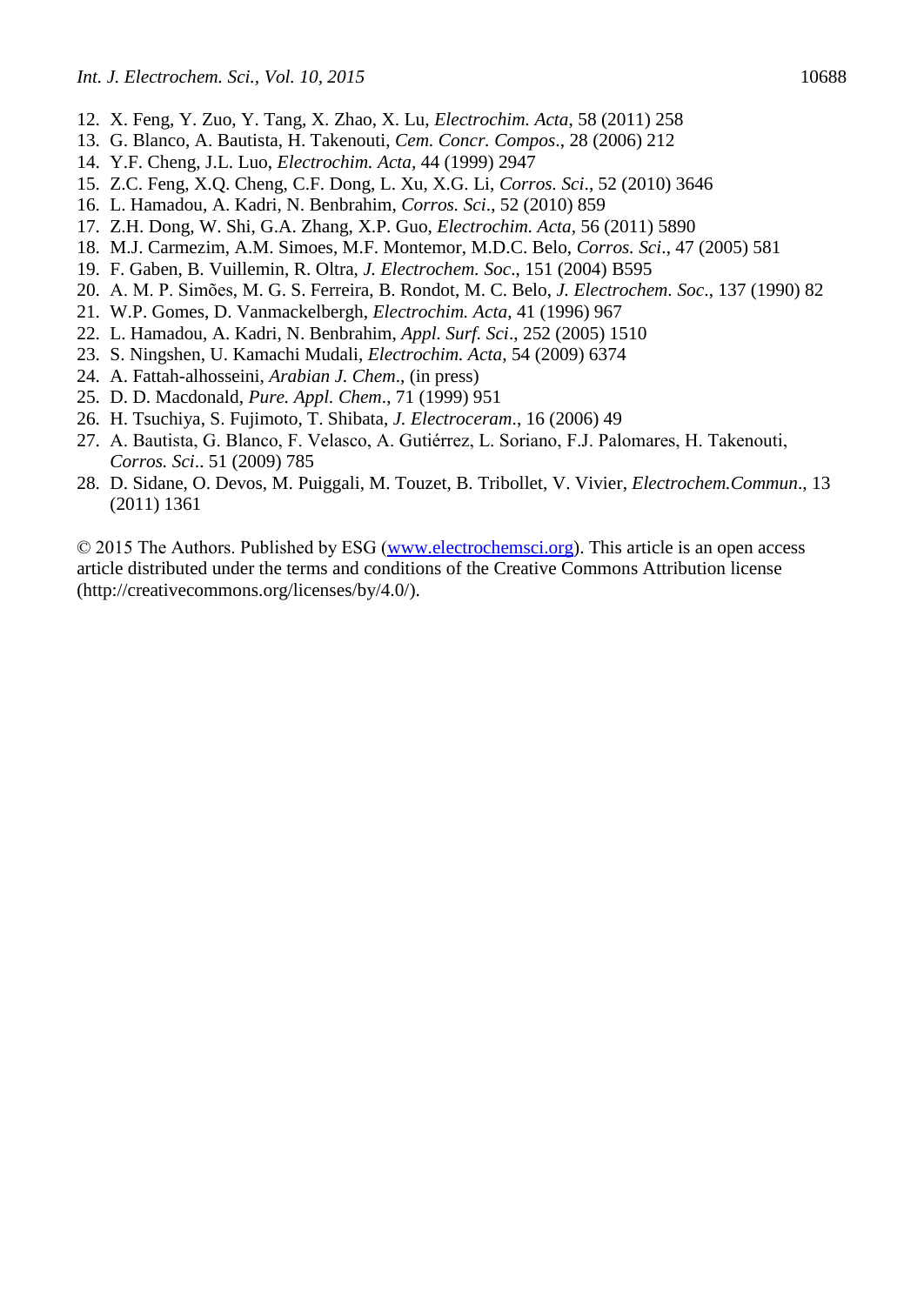12. X. Feng, Y. Zuo, Y. Tang, X. Zhao, X. Lu, *Electrochim. Acta*, 58 (2011) 258
13. G. Blanco, A. Bautista, H. Takenouti, *Cem. Concr. Compos*., 28 (2006) 212
14. Y.F. Cheng, J.L. Luo, *Electrochim. Acta*, 44 (1999) 2947
15. Z.C. Feng, X.Q. Cheng, C.F. Dong, L. Xu, X.G. Li, *Corros. Sci*., 52 (2010) 3646
16. L. Hamadou, A. Kadri, N. Benbrahim, *Corros. Sci*., 52 (2010) 859
17. Z.H. Dong, W. Shi, G.A. Zhang, X.P. Guo, *Electrochim. Acta*, 56 (2011) 5890
18. M.J. Carmezim, A.M. Simoes, M.F. Montemor, M.D.C. Belo, *Corros. Sci*., 47 (2005) 581
19. F. Gaben, B. Vuillemin, R. Oltra, *J. Electrochem. Soc*., 151 (2004) B595
20. A. M. P. Simões, M. G. S. Ferreira, B. Rondot, M. C. Belo, *J. Electrochem. Soc*., 137 (1990) 82
21. W.P. Gomes, D. Vanmackelbergh, *Electrochim. Acta*, 41 (1996) 967
22. L. Hamadou, A. Kadri, N. Benbrahim, *Appl. Surf. Sci*., 252 (2005) 1510
23. S. Ningshen, U. Kamachi Mudali, *Electrochim. Acta*, 54 (2009) 6374
24. A. Fattah-alhosseini, *Arabian J. Chem*., (in press)
25. D. D. Macdonald, *Pure. Appl. Chem*., 71 (1999) 951
26. H. Tsuchiya, S. Fujimoto, T. Shibata, *J. Electroceram*., 16 (2006) 49
27. A. Bautista, G. Blanco, F. Velasco, A. Gutiérrez, L. Soriano, F.J. Palomares, H. Takenouti, *Corros. Sci*.. 51 (2009) 785
28. D. Sidane, O. Devos, M. Puiggali, M. Touzet, B. Tribollet, V. Vivier, *Electrochem.Commun*., 13 (2011) 1361

© 2015 The Authors. Published by ESG (www.electrochemsci.org). This article is an open access article distributed under the terms and conditions of the Creative Commons Attribution license (http://creativecommons.org/licenses/by/4.0/).